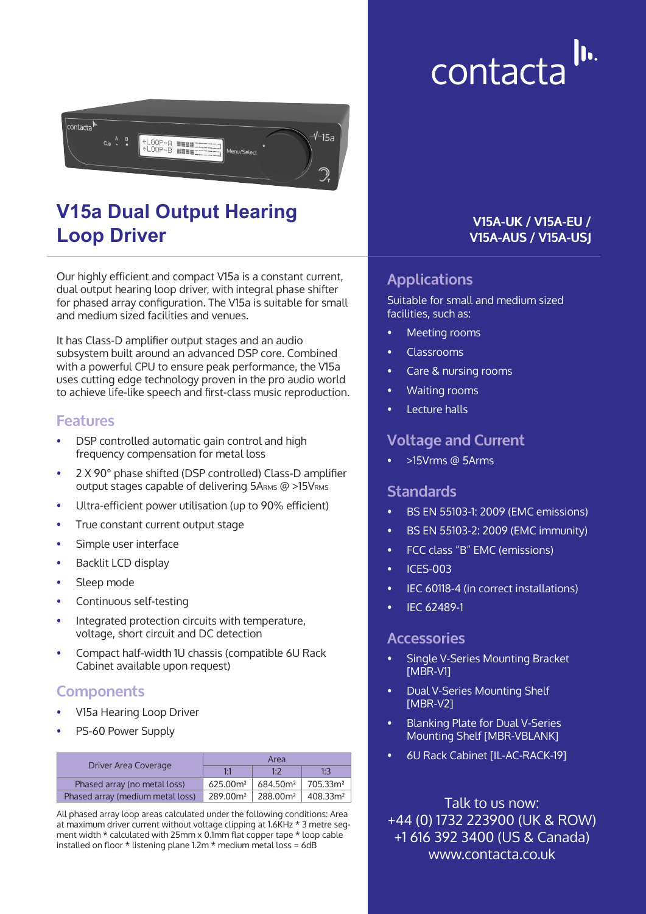# V15a Dual Output Hearing Loop Driver

**V15A-UK / V15A-EU / V15A-AUS / V15A-USJ**

Our highly efficient and compact V15a is a constant current, dual output hearing loop driver, with integral phase shifter for phased array configuration. The V15a is suitable for small and medium sized facilities and venues.

It has Class-D amplifier output stages and an audio subsystem built around an advanced DSP core. Combined with a powerful CPU to ensure peak performance, the V15a uses cutting edge technology proven in the pro audio world to achieve life-like speech and first-class music reproduction.

## Features

- DSP controlled automatic gain control and high frequency compensation for metal loss
- 2 X 90° phase shifted (DSP controlled) Class-D amplifier output stages capable of delivering $5A_{RMS}$ @ $>15V_{RMS}$
- Ultra-efficient power utilisation (up to 90% efficient)
- True constant current output stage
- Simple user interface
- Backlit LCD display
- Sleep mode
- Continuous self-testing
- Integrated protection circuits with temperature, voltage, short circuit and DC detection
- Compact half-width 1U chassis (compatible 6U Rack Cabinet available upon request)

## Components

- V15a Hearing Loop Driver
- PS-60 Power Supply

| Driver Area Coverage | Area | | |
|---|---|---|---|
| | 1:1 | 1:2 | 1:3 |
| Phased array (no metal loss) | 625.00m² | 684.50m² | 705.33m² |
| Phased array (medium metal loss) | 289.00m² | 288.00m² | 408.33m² |

All phased array loop areas calculated under the following conditions: Area at maximum driver current without voltage clipping at 1.6KHz * 3 metre segment width * calculated with 25mm x 0.1mm flat copper tape * loop cable installed on floor * listening plane 1.2m * medium metal loss = 6dB

## Applications

Suitable for small and medium sized facilities, such as:

- Meeting rooms
- Classrooms
- Care & nursing rooms
- Waiting rooms
- Lecture halls

## Voltage and Current

- >15Vrms @ 5Arms

## Standards

- BS EN 55103-1: 2009 (EMC emissions)
- BS EN 55103-2: 2009 (EMC immunity)
- FCC class "B" EMC (emissions)
- ICES-003
- IEC 60118-4 (in correct installations)
- IEC 62489-1

## Accessories

- Single V-Series Mounting Bracket [MBR-V1]
- Dual V-Series Mounting Shelf [MBR-V2]
- Blanking Plate for Dual V-Series Mounting Shelf [MBR-VBLANK]
- 6U Rack Cabinet [IL-AC-RACK-19]

Talk to us now:
+44 (0) 1732 223900 (UK & ROW)
+1 616 392 3400 (US & Canada)
www.contacta.co.uk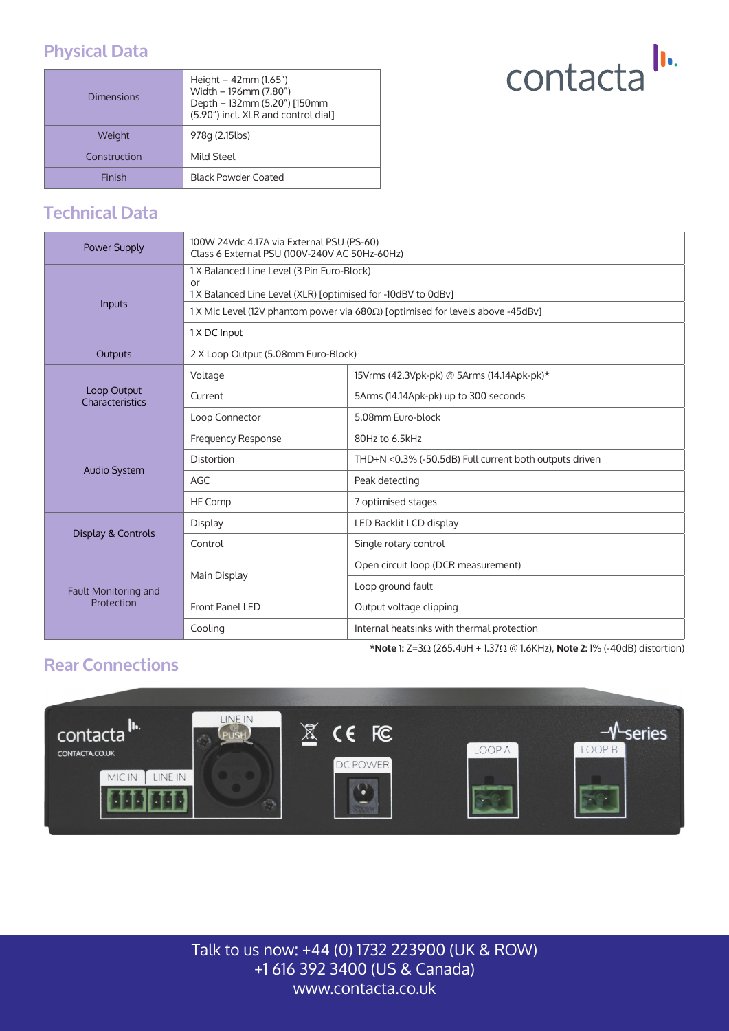## Physical Data

| | |
|---|---|
| Dimensions | Height – 42mm (1.65")<br>Width – 196mm (7.80")<br>Depth – 132mm (5.20") [150mm (5.90") incl. XLR and control dial] |
| Weight | 978g (2.15lbs) |
| Construction | Mild Steel |
| Finish | Black Powder Coated |

## Technical Data

| | | |
|---|---|---|
| Power Supply | 100W 24Vdc 4.17A via External PSU (PS-60)<br>Class 6 External PSU (100V-240V AC 50Hz-60Hz) | |
| Inputs | 1 X Balanced Line Level (3 Pin Euro-Block)<br>or<br>1 X Balanced Line Level (XLR) [optimised for -10dBV to 0dBv] | |
| | 1 X Mic Level (12V phantom power via 680Ω) [optimised for levels above -45dBv] | |
| | 1 X DC Input | |
| Outputs | 2 X Loop Output (5.08mm Euro-Block) | |
| Loop Output Characteristics | Voltage | 15Vrms (42.3Vpk-pk) @ 5Arms (14.14Apk-pk)* |
| | Current | 5Arms (14.14Apk-pk) up to 300 seconds |
| | Loop Connector | 5.08mm Euro-block |
| Audio System | Frequency Response | 80Hz to 6.5kHz |
| | Distortion | THD+N <0.3% (-50.5dB) Full current both outputs driven |
| | AGC | Peak detecting |
| | HF Comp | 7 optimised stages |
| Display & Controls | Display | LED Backlit LCD display |
| | Control | Single rotary control |
| Fault Monitoring and Protection | Main Display | Open circuit loop (DCR measurement) |
| | | Loop ground fault |
| | Front Panel LED | Output voltage clipping |
| | Cooling | Internal heatsinks with thermal protection |

***Note 1:** Z=3Ω (265.4uH + 1.37Ω @ 1.6KHz), **Note 2:** 1% (-40dB) distortion)

## Rear Connections

Talk to us now: +44 (0) 1732 223900 (UK & ROW)
+1 616 392 3400 (US & Canada)
www.contacta.co.uk